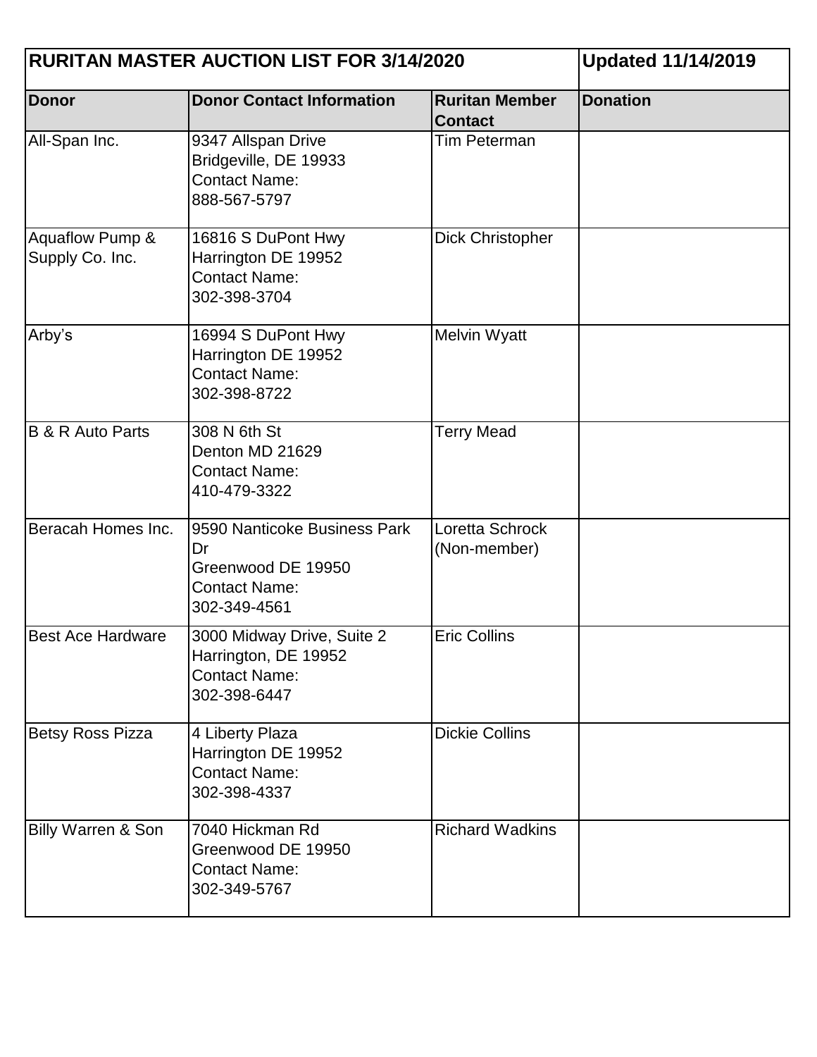| RURITAN MASTER AUCTION LIST FOR 3/14/2020 | | | Updated 11/14/2019 |
|---|---|---|---|
| **Donor** | **Donor Contact Information** | **Ruritan Member Contact** | **Donation** |
| All-Span Inc. | 9347 Allspan Drive<br>Bridgeville, DE 19933<br>Contact Name:<br>888-567-5797 | Tim Peterman | |
| Aquaflow Pump & Supply Co. Inc. | 16816 S DuPont Hwy<br>Harrington DE 19952<br>Contact Name:<br>302-398-3704 | Dick Christopher | |
| Arby's | 16994 S DuPont Hwy<br>Harrington DE 19952<br>Contact Name:<br>302-398-8722 | Melvin Wyatt | |
| B & R Auto Parts | 308 N 6th St<br>Denton MD 21629<br>Contact Name:<br>410-479-3322 | Terry Mead | |
| Beracah Homes Inc. | 9590 Nanticoke Business Park Dr<br>Greenwood DE 19950<br>Contact Name:<br>302-349-4561 | Loretta Schrock (Non-member) | |
| Best Ace Hardware | 3000 Midway Drive, Suite 2<br>Harrington, DE 19952<br>Contact Name:<br>302-398-6447 | Eric Collins | |
| Betsy Ross Pizza | 4 Liberty Plaza<br>Harrington DE 19952<br>Contact Name:<br>302-398-4337 | Dickie Collins | |
| Billy Warren & Son | 7040 Hickman Rd<br>Greenwood DE 19950<br>Contact Name:<br>302-349-5767 | Richard Wadkins | |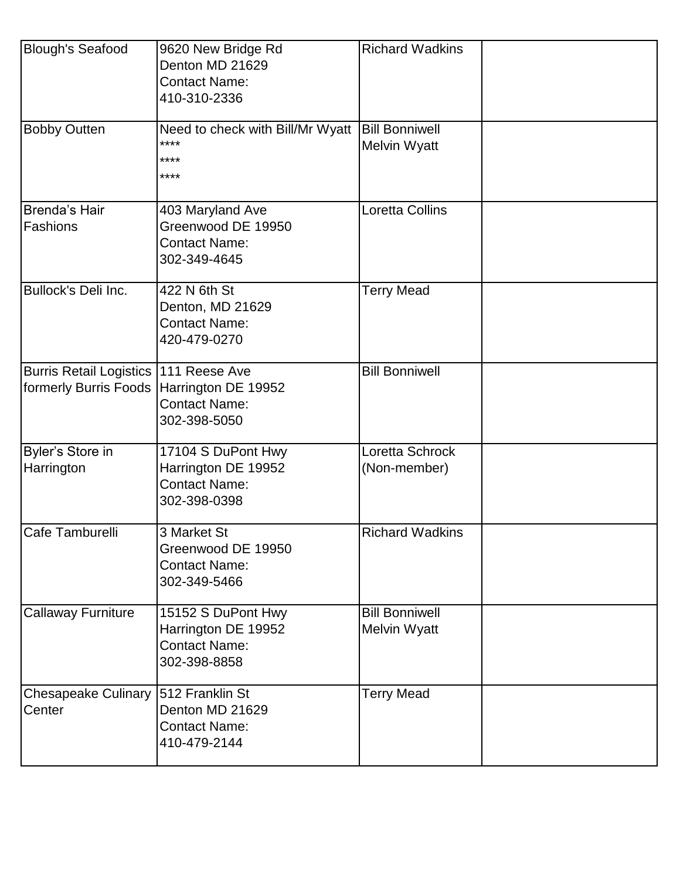| | | | |
|---|---|---|---|
| Blough's Seafood | 9620 New Bridge Rd<br>Denton MD 21629<br>Contact Name:<br>410-310-2336 | Richard Wadkins | |
| Bobby Outten | Need to check with Bill/Mr Wyatt<br>****<br>****<br>**** | Bill Bonniwell<br>Melvin Wyatt | |
| Brenda's Hair Fashions | 403 Maryland Ave<br>Greenwood DE 19950<br>Contact Name:<br>302-349-4645 | Loretta Collins | |
| Bullock's Deli Inc. | 422 N 6th St<br>Denton, MD 21629<br>Contact Name:<br>420-479-0270 | Terry Mead | |
| Burris Retail Logistics formerly Burris Foods | 111 Reese Ave<br>Harrington DE 19952<br>Contact Name:<br>302-398-5050 | Bill Bonniwell | |
| Byler's Store in Harrington | 17104 S DuPont Hwy<br>Harrington DE 19952<br>Contact Name:<br>302-398-0398 | Loretta Schrock<br>(Non-member) | |
| Cafe Tamburelli | 3 Market St<br>Greenwood DE 19950<br>Contact Name:<br>302-349-5466 | Richard Wadkins | |
| Callaway Furniture | 15152 S DuPont Hwy<br>Harrington DE 19952<br>Contact Name:<br>302-398-8858 | Bill Bonniwell<br>Melvin Wyatt | |
| Chesapeake Culinary Center | 512 Franklin St<br>Denton MD 21629<br>Contact Name:<br>410-479-2144 | Terry Mead | |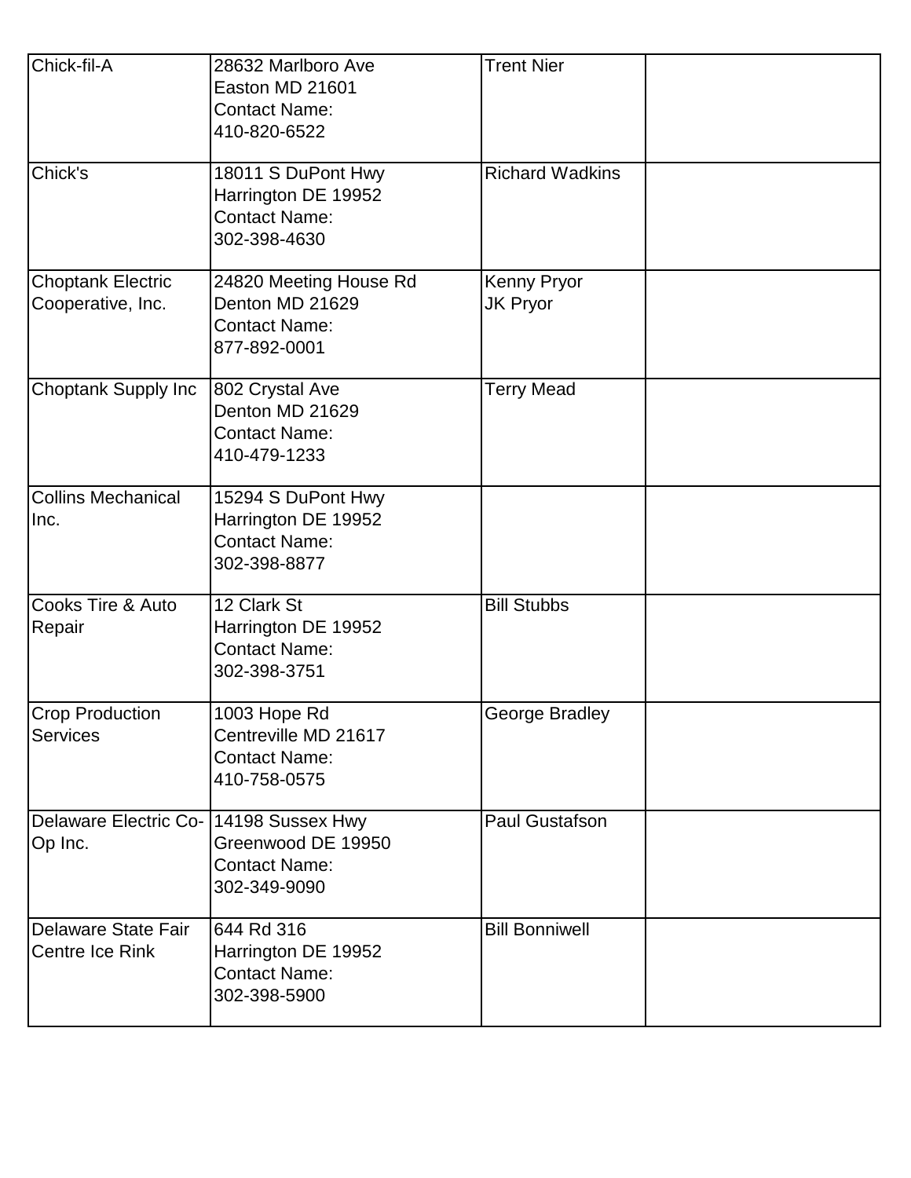| | | | |
|---|---|---|---|
| Chick-fil-A | 28632 Marlboro Ave<br>Easton MD 21601<br>Contact Name:<br>410-820-6522 | Trent Nier | |
| Chick's | 18011 S DuPont Hwy<br>Harrington DE 19952<br>Contact Name:<br>302-398-4630 | Richard Wadkins | |
| Choptank Electric Cooperative, Inc. | 24820 Meeting House Rd<br>Denton MD 21629<br>Contact Name:<br>877-892-0001 | Kenny Pryor<br>JK Pryor | |
| Choptank Supply Inc | 802 Crystal Ave<br>Denton MD 21629<br>Contact Name:<br>410-479-1233 | Terry Mead | |
| Collins Mechanical Inc. | 15294 S DuPont Hwy<br>Harrington DE 19952<br>Contact Name:<br>302-398-8877 | | |
| Cooks Tire & Auto Repair | 12 Clark St<br>Harrington DE 19952<br>Contact Name:<br>302-398-3751 | Bill Stubbs | |
| Crop Production Services | 1003 Hope Rd<br>Centreville MD 21617<br>Contact Name:<br>410-758-0575 | George Bradley | |
| Delaware Electric Co-Op Inc. | 14198 Sussex Hwy<br>Greenwood DE 19950<br>Contact Name:<br>302-349-9090 | Paul Gustafson | |
| Delaware State Fair Centre Ice Rink | 644 Rd 316<br>Harrington DE 19952<br>Contact Name:<br>302-398-5900 | Bill Bonniwell | |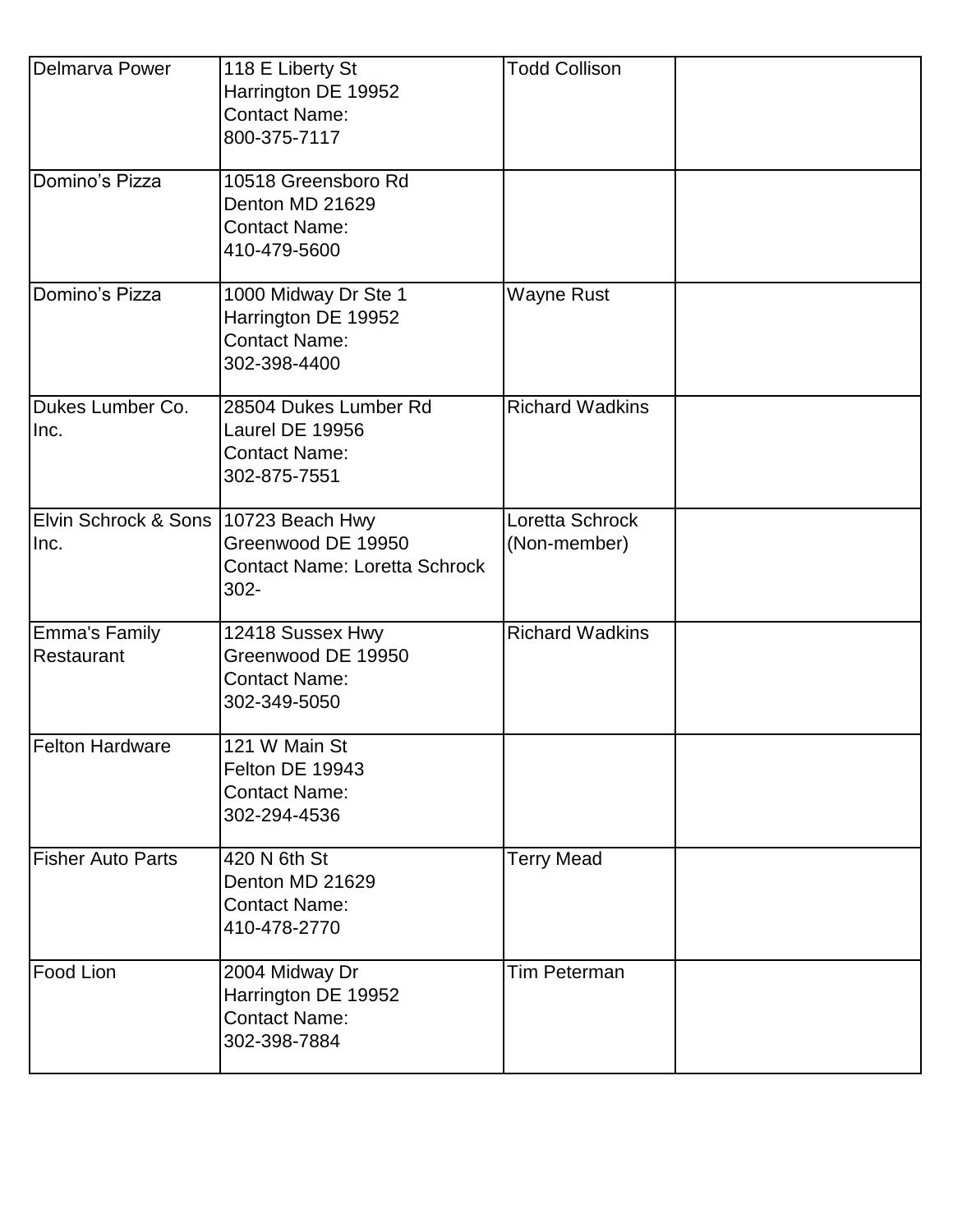| | | | |
|---|---|---|---|
| Delmarva Power | 118 E Liberty St<br>Harrington DE 19952<br>Contact Name:<br>800-375-7117 | Todd Collison | |
| Domino's Pizza | 10518 Greensboro Rd<br>Denton MD 21629<br>Contact Name:<br>410-479-5600 | | |
| Domino's Pizza | 1000 Midway Dr Ste 1<br>Harrington DE 19952<br>Contact Name:<br>302-398-4400 | Wayne Rust | |
| Dukes Lumber Co. Inc. | 28504 Dukes Lumber Rd<br>Laurel DE 19956<br>Contact Name:<br>302-875-7551 | Richard Wadkins | |
| Elvin Schrock & Sons Inc. | 10723 Beach Hwy<br>Greenwood DE 19950<br>Contact Name: Loretta Schrock<br>302- | Loretta Schrock (Non-member) | |
| Emma's Family Restaurant | 12418 Sussex Hwy<br>Greenwood DE 19950<br>Contact Name:<br>302-349-5050 | Richard Wadkins | |
| Felton Hardware | 121 W Main St<br>Felton DE 19943<br>Contact Name:<br>302-294-4536 | | |
| Fisher Auto Parts | 420 N 6th St<br>Denton MD 21629<br>Contact Name:<br>410-478-2770 | Terry Mead | |
| Food Lion | 2004 Midway Dr<br>Harrington DE 19952<br>Contact Name:<br>302-398-7884 | Tim Peterman | |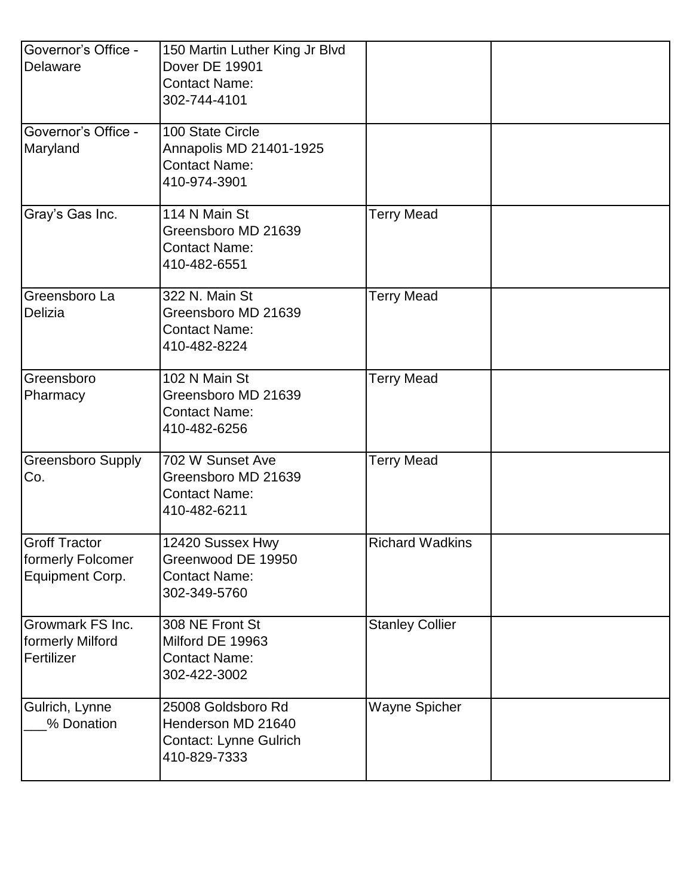| | | | |
|---|---|---|---|
| Governor's Office - Delaware | 150 Martin Luther King Jr Blvd<br>Dover DE 19901<br>Contact Name:<br>302-744-4101 | | |
| Governor's Office - Maryland | 100 State Circle<br>Annapolis MD 21401-1925<br>Contact Name:<br>410-974-3901 | | |
| Gray's Gas Inc. | 114 N Main St<br>Greensboro MD 21639<br>Contact Name:<br>410-482-6551 | Terry Mead | |
| Greensboro La Delizia | 322 N. Main St<br>Greensboro MD 21639<br>Contact Name:<br>410-482-8224 | Terry Mead | |
| Greensboro Pharmacy | 102 N Main St<br>Greensboro MD 21639<br>Contact Name:<br>410-482-6256 | Terry Mead | |
| Greensboro Supply Co. | 702 W Sunset Ave<br>Greensboro MD 21639<br>Contact Name:<br>410-482-6211 | Terry Mead | |
| Groff Tractor formerly Folcomer Equipment Corp. | 12420 Sussex Hwy<br>Greenwood DE 19950<br>Contact Name:<br>302-349-5760 | Richard Wadkins | |
| Growmark FS Inc. formerly Milford Fertilizer | 308 NE Front St<br>Milford DE 19963<br>Contact Name:<br>302-422-3002 | Stanley Collier | |
| Gulrich, Lynne<br>___% Donation | 25008 Goldsboro Rd<br>Henderson MD 21640<br>Contact: Lynne Gulrich<br>410-829-7333 | Wayne Spicher | |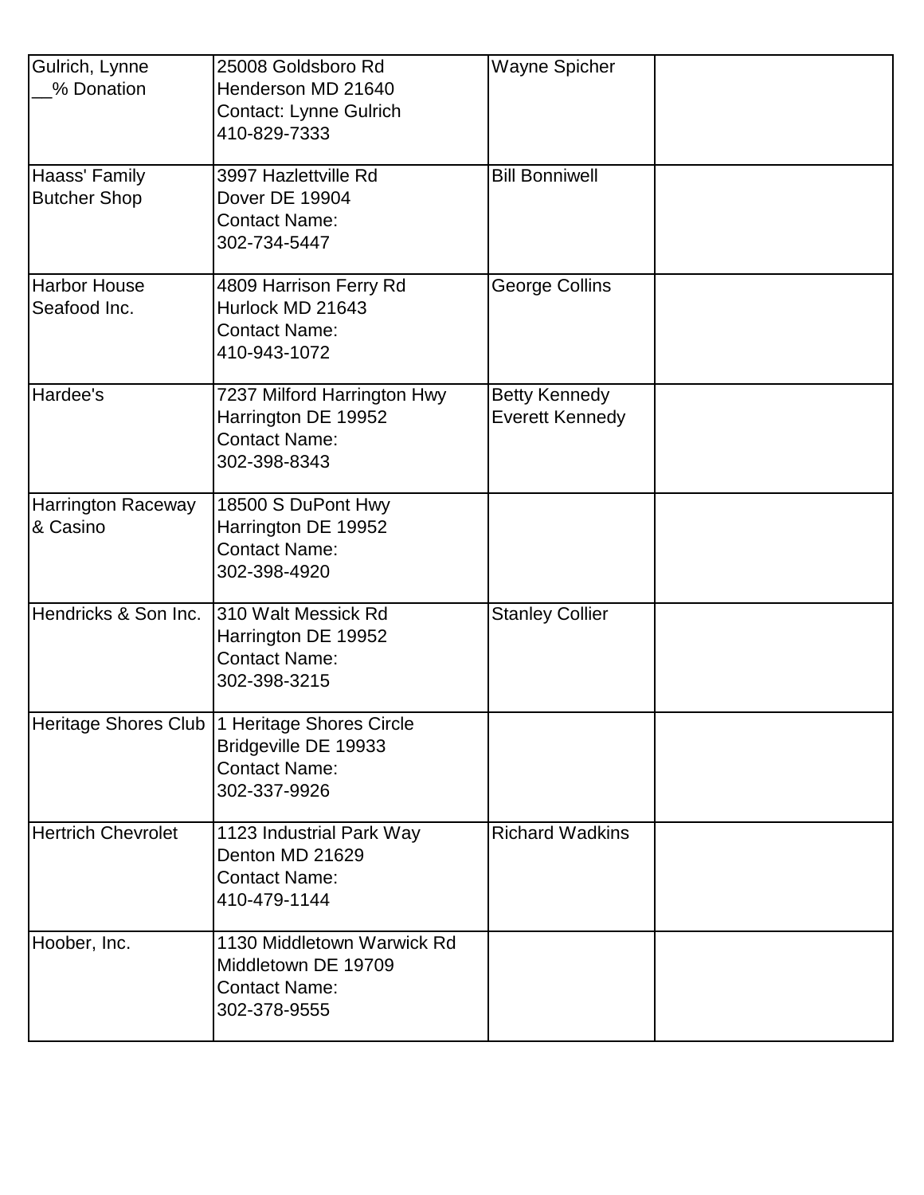| | | | |
|---|---|---|---|
| Gulrich, Lynne<br>__% Donation | 25008 Goldsboro Rd<br>Henderson MD 21640<br>Contact: Lynne Gulrich<br>410-829-7333 | Wayne Spicher | |
| Haass' Family Butcher Shop | 3997 Hazlettville Rd<br>Dover DE 19904<br>Contact Name:<br>302-734-5447 | Bill Bonniwell | |
| Harbor House Seafood Inc. | 4809 Harrison Ferry Rd<br>Hurlock MD 21643<br>Contact Name:<br>410-943-1072 | George Collins | |
| Hardee's | 7237 Milford Harrington Hwy<br>Harrington DE 19952<br>Contact Name:<br>302-398-8343 | Betty Kennedy<br>Everett Kennedy | |
| Harrington Raceway & Casino | 18500 S DuPont Hwy<br>Harrington DE 19952<br>Contact Name:<br>302-398-4920 | | |
| Hendricks & Son Inc. | 310 Walt Messick Rd<br>Harrington DE 19952<br>Contact Name:<br>302-398-3215 | Stanley Collier | |
| Heritage Shores Club | 1 Heritage Shores Circle<br>Bridgeville DE 19933<br>Contact Name:<br>302-337-9926 | | |
| Hertrich Chevrolet | 1123 Industrial Park Way<br>Denton MD 21629<br>Contact Name:<br>410-479-1144 | Richard Wadkins | |
| Hoober, Inc. | 1130 Middletown Warwick Rd<br>Middletown DE 19709<br>Contact Name:<br>302-378-9555 | | |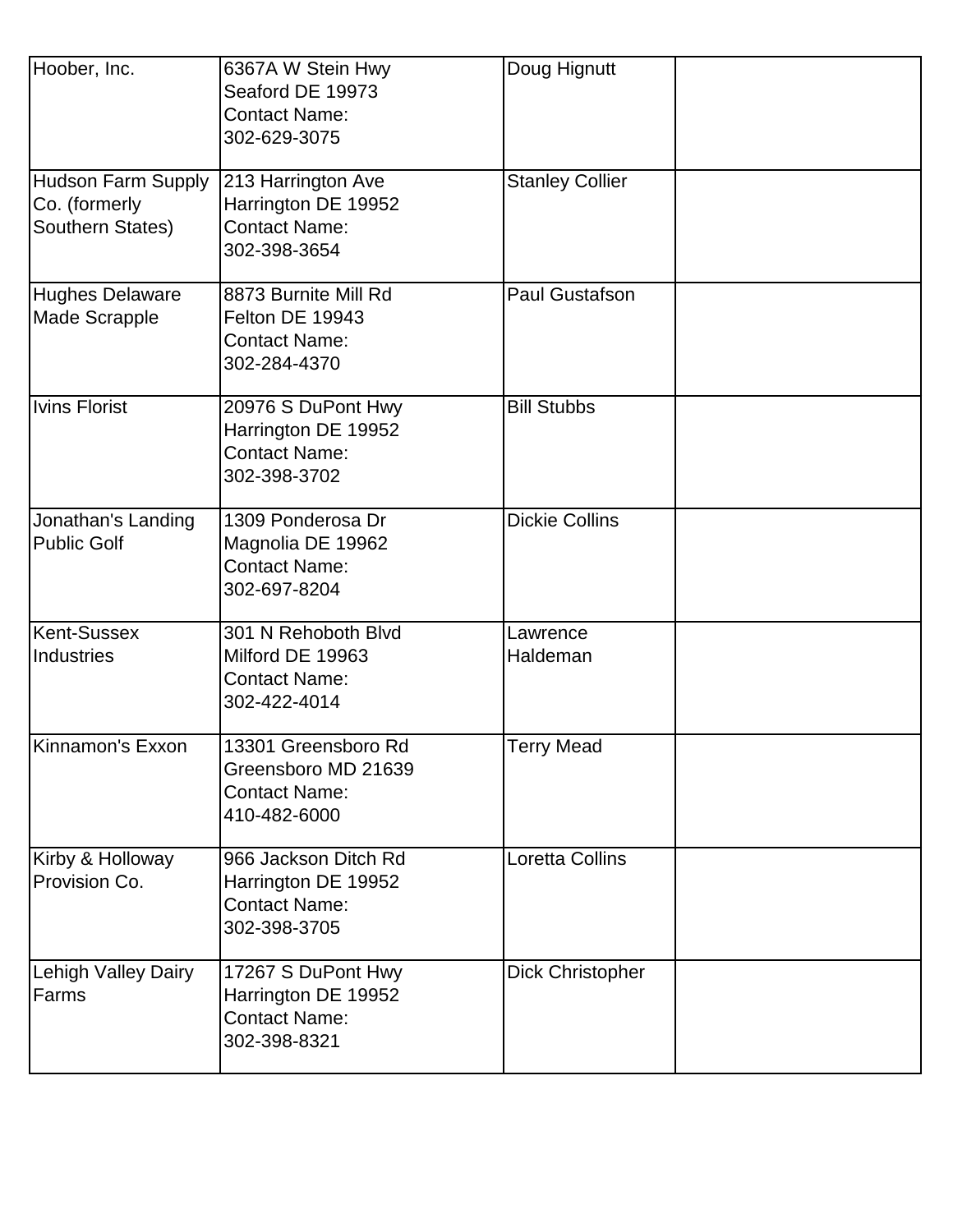| | | | |
|---|---|---|---|
| Hoober, Inc. | 6367A W Stein Hwy<br>Seaford DE 19973<br>Contact Name:<br>302-629-3075 | Doug Hignutt | |
| Hudson Farm Supply Co. (formerly Southern States) | 213 Harrington Ave<br>Harrington DE 19952<br>Contact Name:<br>302-398-3654 | Stanley Collier | |
| Hughes Delaware Made Scrapple | 8873 Burnite Mill Rd<br>Felton DE 19943<br>Contact Name:<br>302-284-4370 | Paul Gustafson | |
| Ivins Florist | 20976 S DuPont Hwy<br>Harrington DE 19952<br>Contact Name:<br>302-398-3702 | Bill Stubbs | |
| Jonathan's Landing Public Golf | 1309 Ponderosa Dr<br>Magnolia DE 19962<br>Contact Name:<br>302-697-8204 | Dickie Collins | |
| Kent-Sussex Industries | 301 N Rehoboth Blvd<br>Milford DE 19963<br>Contact Name:<br>302-422-4014 | Lawrence Haldeman | |
| Kinnamon's Exxon | 13301 Greensboro Rd<br>Greensboro MD 21639<br>Contact Name:<br>410-482-6000 | Terry Mead | |
| Kirby & Holloway Provision Co. | 966 Jackson Ditch Rd<br>Harrington DE 19952<br>Contact Name:<br>302-398-3705 | Loretta Collins | |
| Lehigh Valley Dairy Farms | 17267 S DuPont Hwy<br>Harrington DE 19952<br>Contact Name:<br>302-398-8321 | Dick Christopher | |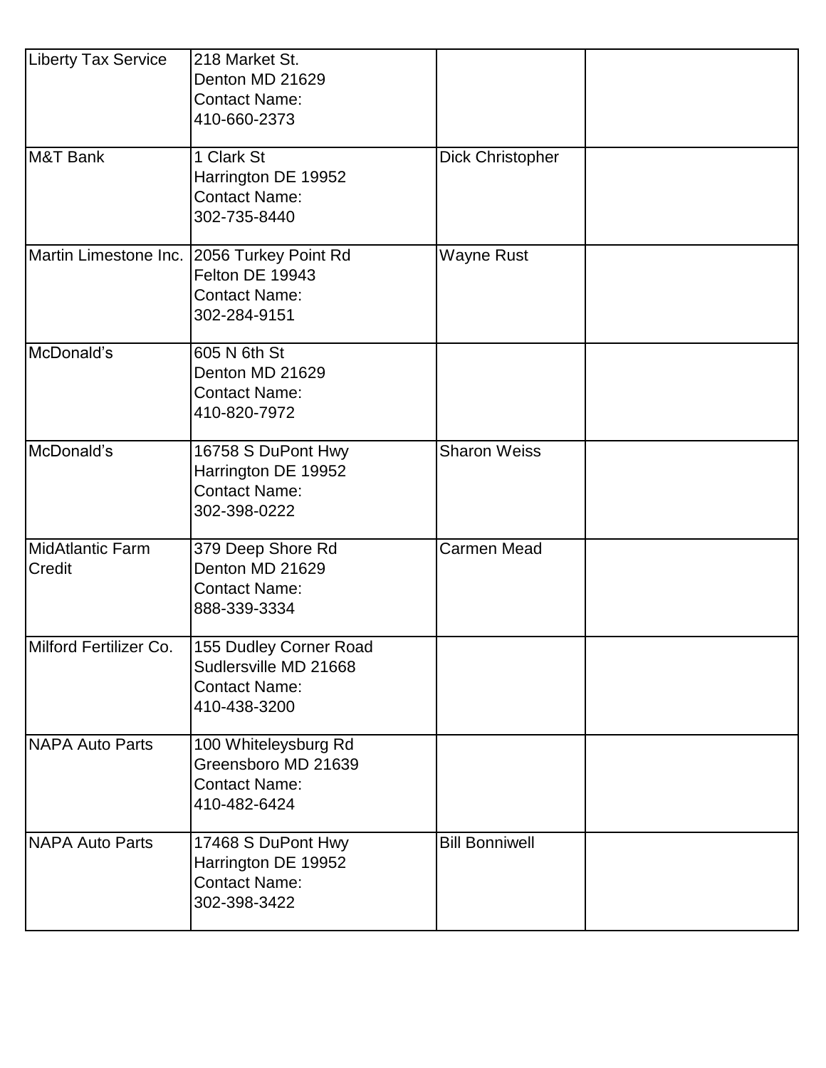| | | | |
|---|---|---|---|
| Liberty Tax Service | 218 Market St.<br>Denton MD 21629<br>Contact Name:<br>410-660-2373 | | |
| M&T Bank | 1 Clark St<br>Harrington DE 19952<br>Contact Name:<br>302-735-8440 | Dick Christopher | |
| Martin Limestone Inc. | 2056 Turkey Point Rd<br>Felton DE 19943<br>Contact Name:<br>302-284-9151 | Wayne Rust | |
| McDonald's | 605 N 6th St<br>Denton MD 21629<br>Contact Name:<br>410-820-7972 | | |
| McDonald's | 16758 S DuPont Hwy<br>Harrington DE 19952<br>Contact Name:<br>302-398-0222 | Sharon Weiss | |
| MidAtlantic Farm Credit | 379 Deep Shore Rd<br>Denton MD 21629<br>Contact Name:<br>888-339-3334 | Carmen Mead | |
| Milford Fertilizer Co. | 155 Dudley Corner Road<br>Sudlersville MD 21668<br>Contact Name:<br>410-438-3200 | | |
| NAPA Auto Parts | 100 Whiteleysburg Rd<br>Greensboro MD 21639<br>Contact Name:<br>410-482-6424 | | |
| NAPA Auto Parts | 17468 S DuPont Hwy<br>Harrington DE 19952<br>Contact Name:<br>302-398-3422 | Bill Bonniwell | |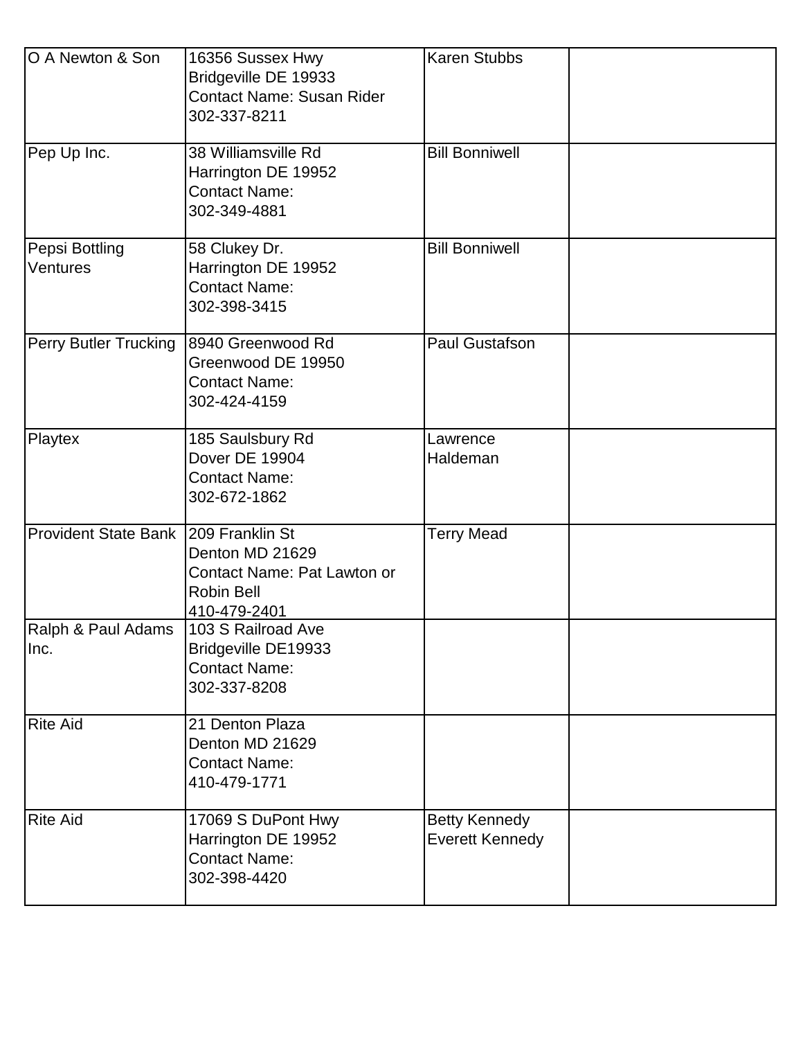| | | | |
|---|---|---|---|
| O A Newton & Son | 16356 Sussex Hwy<br>Bridgeville DE 19933<br>Contact Name: Susan Rider<br>302-337-8211 | Karen Stubbs | |
| Pep Up Inc. | 38 Williamsville Rd<br>Harrington DE 19952<br>Contact Name:<br>302-349-4881 | Bill Bonniwell | |
| Pepsi Bottling Ventures | 58 Clukey Dr.<br>Harrington DE 19952<br>Contact Name:<br>302-398-3415 | Bill Bonniwell | |
| Perry Butler Trucking | 8940 Greenwood Rd<br>Greenwood DE 19950<br>Contact Name:<br>302-424-4159 | Paul Gustafson | |
| Playtex | 185 Saulsbury Rd<br>Dover DE 19904<br>Contact Name:<br>302-672-1862 | Lawrence Haldeman | |
| Provident State Bank | 209 Franklin St<br>Denton MD 21629<br>Contact Name: Pat Lawton or Robin Bell<br>410-479-2401 | Terry Mead | |
| Ralph & Paul Adams Inc. | 103 S Railroad Ave<br>Bridgeville DE19933<br>Contact Name:<br>302-337-8208 | | |
| Rite Aid | 21 Denton Plaza<br>Denton MD 21629<br>Contact Name:<br>410-479-1771 | | |
| Rite Aid | 17069 S DuPont Hwy<br>Harrington DE 19952<br>Contact Name:<br>302-398-4420 | Betty Kennedy<br>Everett Kennedy | |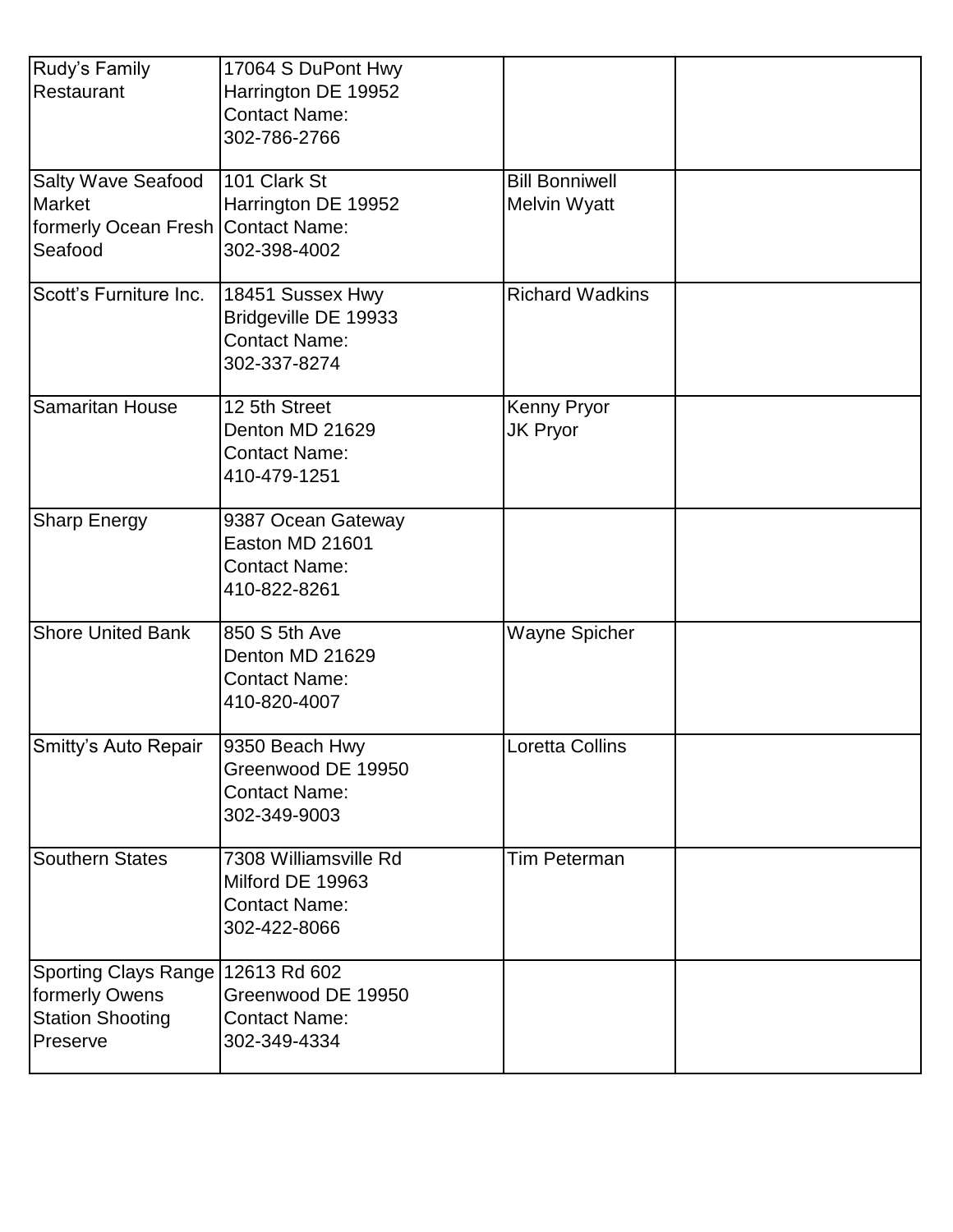| | | | |
|---|---|---|---|
| Rudy's Family Restaurant | 17064 S DuPont Hwy<br>Harrington DE 19952<br>Contact Name:<br>302-786-2766 | | |
| Salty Wave Seafood Market<br>formerly Ocean Fresh Seafood | 101 Clark St<br>Harrington DE 19952<br>Contact Name:<br>302-398-4002 | Bill Bonniwell<br>Melvin Wyatt | |
| Scott's Furniture Inc. | 18451 Sussex Hwy<br>Bridgeville DE 19933<br>Contact Name:<br>302-337-8274 | Richard Wadkins | |
| Samaritan House | 12 5th Street<br>Denton MD 21629<br>Contact Name:<br>410-479-1251 | Kenny Pryor<br>JK Pryor | |
| Sharp Energy | 9387 Ocean Gateway<br>Easton MD 21601<br>Contact Name:<br>410-822-8261 | | |
| Shore United Bank | 850 S 5th Ave<br>Denton MD 21629<br>Contact Name:<br>410-820-4007 | Wayne Spicher | |
| Smitty's Auto Repair | 9350 Beach Hwy<br>Greenwood DE 19950<br>Contact Name:<br>302-349-9003 | Loretta Collins | |
| Southern States | 7308 Williamsville Rd<br>Milford DE 19963<br>Contact Name:<br>302-422-8066 | Tim Peterman | |
| Sporting Clays Range<br>formerly Owens Station Shooting Preserve | 12613 Rd 602<br>Greenwood DE 19950<br>Contact Name:<br>302-349-4334 | | |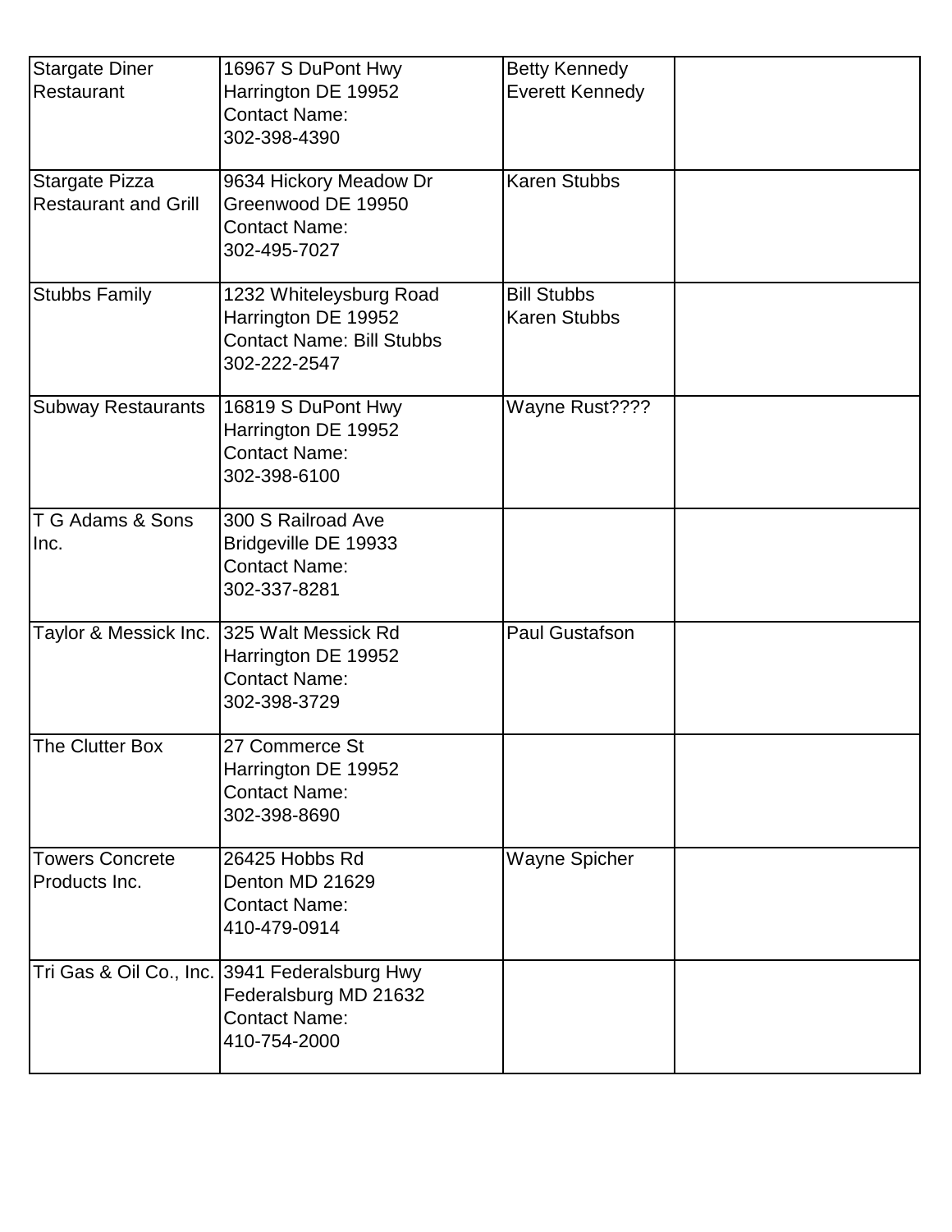| | | | |
|---|---|---|---|
| Stargate Diner Restaurant | 16967 S DuPont Hwy<br>Harrington DE 19952<br>Contact Name:<br>302-398-4390 | Betty Kennedy<br>Everett Kennedy | |
| Stargate Pizza Restaurant and Grill | 9634 Hickory Meadow Dr<br>Greenwood DE 19950<br>Contact Name:<br>302-495-7027 | Karen Stubbs | |
| Stubbs Family | 1232 Whiteleysburg Road<br>Harrington DE 19952<br>Contact Name: Bill Stubbs<br>302-222-2547 | Bill Stubbs<br>Karen Stubbs | |
| Subway Restaurants | 16819 S DuPont Hwy<br>Harrington DE 19952<br>Contact Name:<br>302-398-6100 | Wayne Rust???? | |
| T G Adams & Sons Inc. | 300 S Railroad Ave<br>Bridgeville DE 19933<br>Contact Name:<br>302-337-8281 | | |
| Taylor & Messick Inc. | 325 Walt Messick Rd<br>Harrington DE 19952<br>Contact Name:<br>302-398-3729 | Paul Gustafson | |
| The Clutter Box | 27 Commerce St<br>Harrington DE 19952<br>Contact Name:<br>302-398-8690 | | |
| Towers Concrete Products Inc. | 26425 Hobbs Rd<br>Denton MD 21629<br>Contact Name:<br>410-479-0914 | Wayne Spicher | |
| Tri Gas & Oil Co., Inc. | 3941 Federalsburg Hwy<br>Federalsburg MD 21632<br>Contact Name:<br>410-754-2000 | | |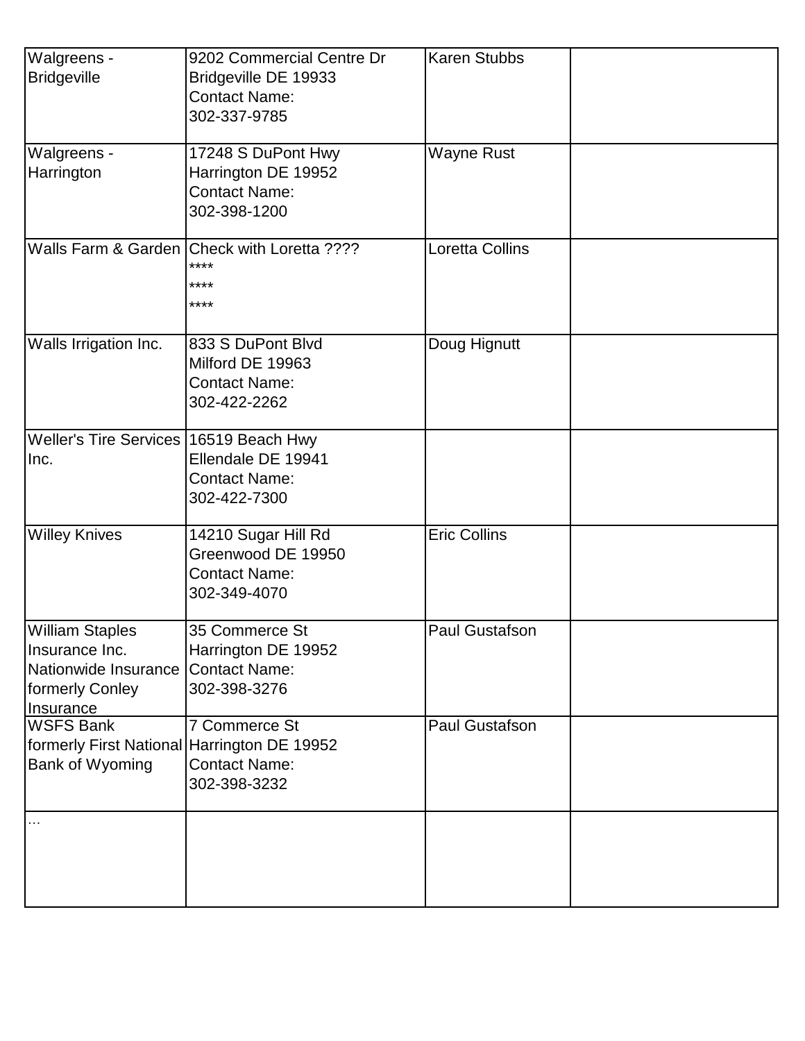| | | | |
|---|---|---|---|
| Walgreens - Bridgeville | 9202 Commercial Centre Dr<br>Bridgeville DE 19933<br>Contact Name:<br>302-337-9785 | Karen Stubbs | |
| Walgreens - Harrington | 17248 S DuPont Hwy<br>Harrington DE 19952<br>Contact Name:<br>302-398-1200 | Wayne Rust | |
| Walls Farm & Garden | Check with Loretta ????<br>****<br>****<br>**** | Loretta Collins | |
| Walls Irrigation Inc. | 833 S DuPont Blvd<br>Milford DE 19963<br>Contact Name:<br>302-422-2262 | Doug Hignutt | |
| Weller's Tire Services Inc. | 16519 Beach Hwy<br>Ellendale DE 19941<br>Contact Name:<br>302-422-7300 | | |
| Willey Knives | 14210 Sugar Hill Rd<br>Greenwood DE 19950<br>Contact Name:<br>302-349-4070 | Eric Collins | |
| William Staples Insurance Inc. Nationwide Insurance formerly Conley Insurance | 35 Commerce St<br>Harrington DE 19952<br>Contact Name:<br>302-398-3276 | Paul Gustafson | |
| WSFS Bank formerly First National Bank of Wyoming | 7 Commerce St<br>Harrington DE 19952<br>Contact Name:<br>302-398-3232 | Paul Gustafson | |
| ... | | | |